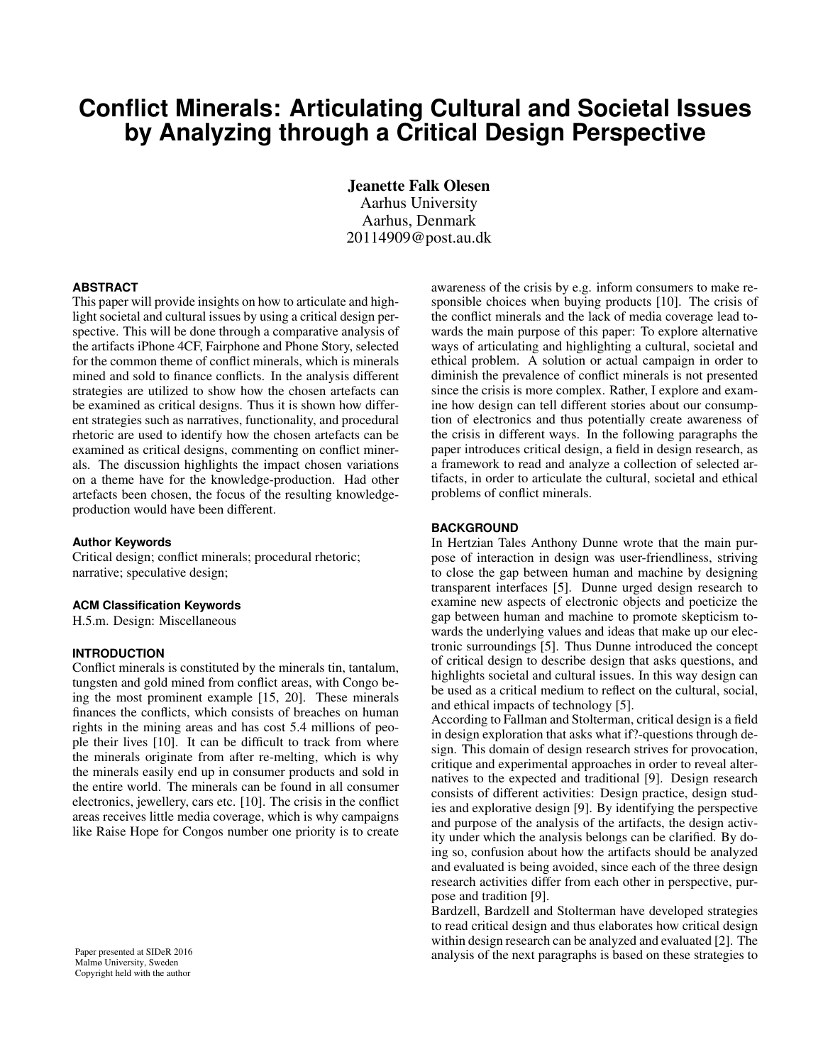# Conflict Minerals: Articulating Cultural and Societal Issues by Analyzing through a Critical Design Perspective

**Jeanette Falk Olesen**
Aarhus University
Aarhus, Denmark
20114909@post.au.dk

### ABSTRACT

This paper will provide insights on how to articulate and highlight societal and cultural issues by using a critical design perspective. This will be done through a comparative analysis of the artifacts iPhone 4CF, Fairphone and Phone Story, selected for the common theme of conflict minerals, which is minerals mined and sold to finance conflicts. In the analysis different strategies are utilized to show how the chosen artefacts can be examined as critical designs. Thus it is shown how different strategies such as narratives, functionality, and procedural rhetoric are used to identify how the chosen artefacts can be examined as critical designs, commenting on conflict minerals. The discussion highlights the impact chosen variations on a theme have for the knowledge-production. Had other artefacts been chosen, the focus of the resulting knowledge-production would have been different.

### Author Keywords

Critical design; conflict minerals; procedural rhetoric; narrative; speculative design;

### ACM Classification Keywords

H.5.m. Design: Miscellaneous

### INTRODUCTION

Conflict minerals is constituted by the minerals tin, tantalum, tungsten and gold mined from conflict areas, with Congo being the most prominent example [15, 20]. These minerals finances the conflicts, which consists of breaches on human rights in the mining areas and has cost 5.4 millions of people their lives [10]. It can be difficult to track from where the minerals originate from after re-melting, which is why the minerals easily end up in consumer products and sold in the entire world. The minerals can be found in all consumer electronics, jewellery, cars etc. [10]. The crisis in the conflict areas receives little media coverage, which is why campaigns like Raise Hope for Congos number one priority is to create awareness of the crisis by e.g. inform consumers to make responsible choices when buying products [10]. The crisis of the conflict minerals and the lack of media coverage lead towards the main purpose of this paper: To explore alternative ways of articulating and highlighting a cultural, societal and ethical problem. A solution or actual campaign in order to diminish the prevalence of conflict minerals is not presented since the crisis is more complex. Rather, I explore and examine how design can tell different stories about our consumption of electronics and thus potentially create awareness of the crisis in different ways. In the following paragraphs the paper introduces critical design, a field in design research, as a framework to read and analyze a collection of selected artifacts, in order to articulate the cultural, societal and ethical problems of conflict minerals.

### BACKGROUND

In Hertzian Tales Anthony Dunne wrote that the main purpose of interaction in design was user-friendliness, striving to close the gap between human and machine by designing transparent interfaces [5]. Dunne urged design research to examine new aspects of electronic objects and poeticize the gap between human and machine to promote skepticism towards the underlying values and ideas that make up our electronic surroundings [5]. Thus Dunne introduced the concept of critical design to describe design that asks questions, and highlights societal and cultural issues. In this way design can be used as a critical medium to reflect on the cultural, social, and ethical impacts of technology [5].

According to Fallman and Stolterman, critical design is a field in design exploration that asks what if?-questions through design. This domain of design research strives for provocation, critique and experimental approaches in order to reveal alternatives to the expected and traditional [9]. Design research consists of different activities: Design practice, design studies and explorative design [9]. By identifying the perspective and purpose of the analysis of the artifacts, the design activity under which the analysis belongs can be clarified. By doing so, confusion about how the artifacts should be analyzed and evaluated is being avoided, since each of the three design research activities differ from each other in perspective, purpose and tradition [9].

Bardzell, Bardzell and Stolterman have developed strategies to read critical design and thus elaborates how critical design within design research can be analyzed and evaluated [2]. The analysis of the next paragraphs is based on these strategies to

Paper presented at SIDeR 2016
Malmø University, Sweden
Copyright held with the author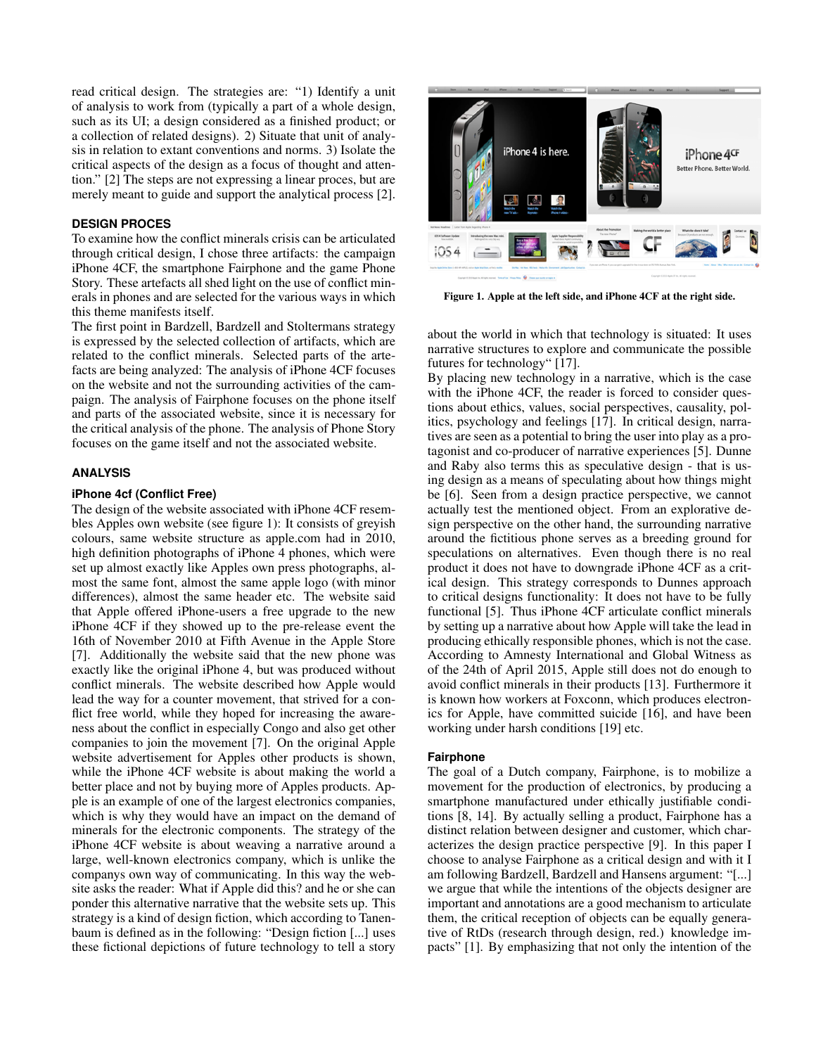read critical design. The strategies are: "1) Identify a unit of analysis to work from (typically a part of a whole design, such as its UI; a design considered as a finished product; or a collection of related designs). 2) Situate that unit of analysis in relation to extant conventions and norms. 3) Isolate the critical aspects of the design as a focus of thought and attention." [2] The steps are not expressing a linear proces, but are merely meant to guide and support the analytical process [2].

## DESIGN PROCES

To examine how the conflict minerals crisis can be articulated through critical design, I chose three artifacts: the campaign iPhone 4CF, the smartphone Fairphone and the game Phone Story. These artefacts all shed light on the use of conflict minerals in phones and are selected for the various ways in which this theme manifests itself.

The first point in Bardzell, Bardzell and Stoltermans strategy is expressed by the selected collection of artifacts, which are related to the conflict minerals. Selected parts of the artefacts are being analyzed: The analysis of iPhone 4CF focuses on the website and not the surrounding activities of the campaign. The analysis of Fairphone focuses on the phone itself and parts of the associated website, since it is necessary for the critical analysis of the phone. The analysis of Phone Story focuses on the game itself and not the associated website.

## ANALYSIS

### iPhone 4cf (Conflict Free)

The design of the website associated with iPhone 4CF resembles Apples own website (see figure 1): It consists of greyish colours, same website structure as apple.com had in 2010, high definition photographs of iPhone 4 phones, which were set up almost exactly like Apples own press photographs, almost the same font, almost the same apple logo (with minor differences), almost the same header etc. The website said that Apple offered iPhone-users a free upgrade to the new iPhone 4CF if they showed up to the pre-release event the 16th of November 2010 at Fifth Avenue in the Apple Store [7]. Additionally the website said that the new phone was exactly like the original iPhone 4, but was produced without conflict minerals. The website described how Apple would lead the way for a counter movement, that strived for a conflict free world, while they hoped for increasing the awareness about the conflict in especially Congo and also get other companies to join the movement [7]. On the original Apple website advertisement for Apples other products is shown, while the iPhone 4CF website is about making the world a better place and not by buying more of Apples products. Apple is an example of one of the largest electronics companies, which is why they would have an impact on the demand of minerals for the electronic components. The strategy of the iPhone 4CF website is about weaving a narrative around a large, well-known electronics company, which is unlike the companys own way of communicating. In this way the website asks the reader: What if Apple did this? and he or she can ponder this alternative narrative that the website sets up. This strategy is a kind of design fiction, which according to Tanenbaum is defined as in the following: "Design fiction [...] uses these fictional depictions of future technology to tell a story

Figure 1. Apple at the left side, and iPhone 4CF at the right side.

about the world in which that technology is situated: It uses narrative structures to explore and communicate the possible futures for technology" [17].

By placing new technology in a narrative, which is the case with the iPhone 4CF, the reader is forced to consider questions about ethics, values, social perspectives, causality, politics, psychology and feelings [17]. In critical design, narratives are seen as a potential to bring the user into play as a protagonist and co-producer of narrative experiences [5]. Dunne and Raby also terms this as speculative design - that is using design as a means of speculating about how things might be [6]. Seen from a design practice perspective, we cannot actually test the mentioned object. From an explorative design perspective on the other hand, the surrounding narrative around the fictitious phone serves as a breeding ground for speculations on alternatives. Even though there is no real product it does not have to downgrade iPhone 4CF as a critical design. This strategy corresponds to Dunnes approach to critical designs functionality: It does not have to be fully functional [5]. Thus iPhone 4CF articulate conflict minerals by setting up a narrative about how Apple will take the lead in producing ethically responsible phones, which is not the case. According to Amnesty International and Global Witness as of the 24th of April 2015, Apple still does not do enough to avoid conflict minerals in their products [13]. Furthermore it is known how workers at Foxconn, which produces electronics for Apple, have committed suicide [16], and have been working under harsh conditions [19] etc.

### Fairphone

The goal of a Dutch company, Fairphone, is to mobilize a movement for the production of electronics, by producing a smartphone manufactured under ethically justifiable conditions [8, 14]. By actually selling a product, Fairphone has a distinct relation between designer and customer, which characterizes the design practice perspective [9]. In this paper I choose to analyse Fairphone as a critical design and with it I am following Bardzell, Bardzell and Hansens argument: "[...] we argue that while the intentions of the objects designer are important and annotations are a good mechanism to articulate them, the critical reception of objects can be equally generative of RtDs (research through design, red.) knowledge impacts" [1]. By emphasizing that not only the intention of the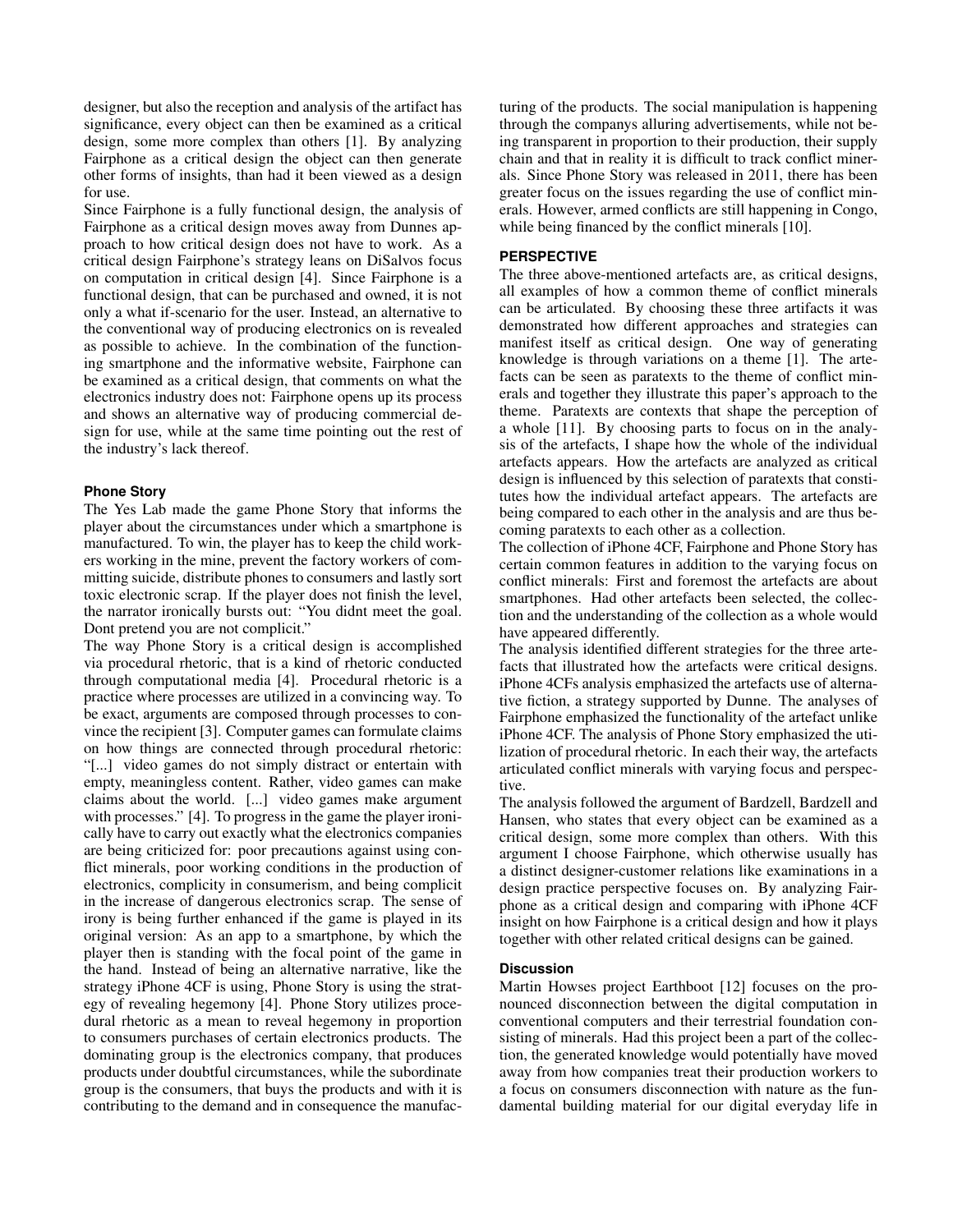designer, but also the reception and analysis of the artifact has significance, every object can then be examined as a critical design, some more complex than others [1]. By analyzing Fairphone as a critical design the object can then generate other forms of insights, than had it been viewed as a design for use.

Since Fairphone is a fully functional design, the analysis of Fairphone as a critical design moves away from Dunnes approach to how critical design does not have to work. As a critical design Fairphone's strategy leans on DiSalvos focus on computation in critical design [4]. Since Fairphone is a functional design, that can be purchased and owned, it is not only a what if-scenario for the user. Instead, an alternative to the conventional way of producing electronics on is revealed as possible to achieve. In the combination of the functioning smartphone and the informative website, Fairphone can be examined as a critical design, that comments on what the electronics industry does not: Fairphone opens up its process and shows an alternative way of producing commercial design for use, while at the same time pointing out the rest of the industry's lack thereof.

#### Phone Story

The Yes Lab made the game Phone Story that informs the player about the circumstances under which a smartphone is manufactured. To win, the player has to keep the child workers working in the mine, prevent the factory workers of committing suicide, distribute phones to consumers and lastly sort toxic electronic scrap. If the player does not finish the level, the narrator ironically bursts out: "You didnt meet the goal. Dont pretend you are not complicit."

The way Phone Story is a critical design is accomplished via procedural rhetoric, that is a kind of rhetoric conducted through computational media [4]. Procedural rhetoric is a practice where processes are utilized in a convincing way. To be exact, arguments are composed through processes to convince the recipient [3]. Computer games can formulate claims on how things are connected through procedural rhetoric: "[...] video games do not simply distract or entertain with empty, meaningless content. Rather, video games can make claims about the world. [...] video games make argument with processes." [4]. To progress in the game the player ironically have to carry out exactly what the electronics companies are being criticized for: poor precautions against using conflict minerals, poor working conditions in the production of electronics, complicity in consumerism, and being complicit in the increase of dangerous electronics scrap. The sense of irony is being further enhanced if the game is played in its original version: As an app to a smartphone, by which the player then is standing with the focal point of the game in the hand. Instead of being an alternative narrative, like the strategy iPhone 4CF is using, Phone Story is using the strategy of revealing hegemony [4]. Phone Story utilizes procedural rhetoric as a mean to reveal hegemony in proportion to consumers purchases of certain electronics products. The dominating group is the electronics company, that produces products under doubtful circumstances, while the subordinate group is the consumers, that buys the products and with it is contributing to the demand and in consequence the manufacturing of the products. The social manipulation is happening through the companys alluring advertisements, while not being transparent in proportion to their production, their supply chain and that in reality it is difficult to track conflict minerals. Since Phone Story was released in 2011, there has been greater focus on the issues regarding the use of conflict minerals. However, armed conflicts are still happening in Congo, while being financed by the conflict minerals [10].

## PERSPECTIVE

The three above-mentioned artefacts are, as critical designs, all examples of how a common theme of conflict minerals can be articulated. By choosing these three artifacts it was demonstrated how different approaches and strategies can manifest itself as critical design. One way of generating knowledge is through variations on a theme [1]. The artefacts can be seen as paratexts to the theme of conflict minerals and together they illustrate this paper's approach to the theme. Paratexts are contexts that shape the perception of a whole [11]. By choosing parts to focus on in the analysis of the artefacts, I shape how the whole of the individual artefacts appears. How the artefacts are analyzed as critical design is influenced by this selection of paratexts that constitutes how the individual artefact appears. The artefacts are being compared to each other in the analysis and are thus becoming paratexts to each other as a collection.

The collection of iPhone 4CF, Fairphone and Phone Story has certain common features in addition to the varying focus on conflict minerals: First and foremost the artefacts are about smartphones. Had other artefacts been selected, the collection and the understanding of the collection as a whole would have appeared differently.

The analysis identified different strategies for the three artefacts that illustrated how the artefacts were critical designs. iPhone 4CFs analysis emphasized the artefacts use of alternative fiction, a strategy supported by Dunne. The analyses of Fairphone emphasized the functionality of the artefact unlike iPhone 4CF. The analysis of Phone Story emphasized the utilization of procedural rhetoric. In each their way, the artefacts articulated conflict minerals with varying focus and perspective.

The analysis followed the argument of Bardzell, Bardzell and Hansen, who states that every object can be examined as a critical design, some more complex than others. With this argument I choose Fairphone, which otherwise usually has a distinct designer-customer relations like examinations in a design practice perspective focuses on. By analyzing Fairphone as a critical design and comparing with iPhone 4CF insight on how Fairphone is a critical design and how it plays together with other related critical designs can be gained.

#### Discussion

Martin Howses project Earthboot [12] focuses on the pronounced disconnection between the digital computation in conventional computers and their terrestrial foundation consisting of minerals. Had this project been a part of the collection, the generated knowledge would potentially have moved away from how companies treat their production workers to a focus on consumers disconnection with nature as the fundamental building material for our digital everyday life in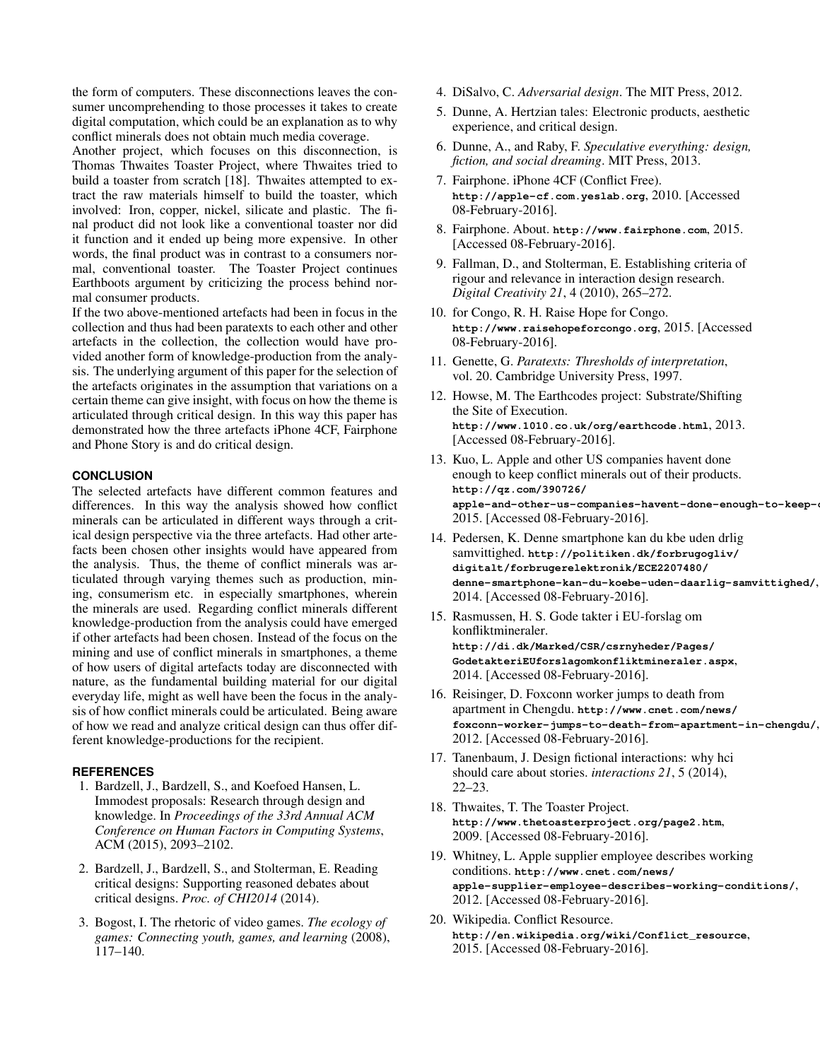the form of computers. These disconnections leaves the consumer uncomprehending to those processes it takes to create digital computation, which could be an explanation as to why conflict minerals does not obtain much media coverage.

Another project, which focuses on this disconnection, is Thomas Thwaites Toaster Project, where Thwaites tried to build a toaster from scratch [18]. Thwaites attempted to extract the raw materials himself to build the toaster, which involved: Iron, copper, nickel, silicate and plastic. The final product did not look like a conventional toaster nor did it function and it ended up being more expensive. In other words, the final product was in contrast to a consumers normal, conventional toaster. The Toaster Project continues Earthboots argument by criticizing the process behind normal consumer products.

If the two above-mentioned artefacts had been in focus in the collection and thus had been paratexts to each other and other artefacts in the collection, the collection would have provided another form of knowledge-production from the analysis. The underlying argument of this paper for the selection of the artefacts originates in the assumption that variations on a certain theme can give insight, with focus on how the theme is articulated through critical design. In this way this paper has demonstrated how the three artefacts iPhone 4CF, Fairphone and Phone Story is and do critical design.

## CONCLUSION

The selected artefacts have different common features and differences. In this way the analysis showed how conflict minerals can be articulated in different ways through a critical design perspective via the three artefacts. Had other artefacts been chosen other insights would have appeared from the analysis. Thus, the theme of conflict minerals was articulated through varying themes such as production, mining, consumerism etc. in especially smartphones, wherein the minerals are used. Regarding conflict minerals different knowledge-production from the analysis could have emerged if other artefacts had been chosen. Instead of the focus on the mining and use of conflict minerals in smartphones, a theme of how users of digital artefacts today are disconnected with nature, as the fundamental building material for our digital everyday life, might as well have been the focus in the analysis of how conflict minerals could be articulated. Being aware of how we read and analyze critical design can thus offer different knowledge-productions for the recipient.

## REFERENCES

1. Bardzell, J., Bardzell, S., and Koefoed Hansen, L. Immodest proposals: Research through design and knowledge. In *Proceedings of the 33rd Annual ACM Conference on Human Factors in Computing Systems*, ACM (2015), 2093–2102.
2. Bardzell, J., Bardzell, S., and Stolterman, E. Reading critical designs: Supporting reasoned debates about critical designs. *Proc. of CHI2014* (2014).
3. Bogost, I. The rhetoric of video games. *The ecology of games: Connecting youth, games, and learning* (2008), 117–140.
4. DiSalvo, C. *Adversarial design*. The MIT Press, 2012.
5. Dunne, A. Hertzian tales: Electronic products, aesthetic experience, and critical design.
6. Dunne, A., and Raby, F. *Speculative everything: design, fiction, and social dreaming*. MIT Press, 2013.
7. Fairphone. iPhone 4CF (Conflict Free). **http://apple-cf.com.yeslab.org**, 2010. [Accessed 08-February-2016].
8. Fairphone. About. **http://www.fairphone.com**, 2015. [Accessed 08-February-2016].
9. Fallman, D., and Stolterman, E. Establishing criteria of rigour and relevance in interaction design research. *Digital Creativity 21*, 4 (2010), 265–272.
10. for Congo, R. H. Raise Hope for Congo. **http://www.raisehopeforcongo.org**, 2015. [Accessed 08-February-2016].
11. Genette, G. *Paratexts: Thresholds of interpretation*, vol. 20. Cambridge University Press, 1997.
12. Howse, M. The Earthcodes project: Substrate/Shifting the Site of Execution. **http://www.1010.co.uk/org/earthcode.html**, 2013. [Accessed 08-February-2016].
13. Kuo, L. Apple and other US companies havent done enough to keep conflict minerals out of their products. **http://qz.com/390726/apple-and-other-us-companies-havent-done-enough-to-keep-c** 2015. [Accessed 08-February-2016].
14. Pedersen, K. Denne smartphone kan du kbe uden drlig samvittighed. **http://politiken.dk/forbrugogliv/digitalt/forbrugerelektronik/ECE2207480/denne-smartphone-kan-du-koebe-uden-daarlig-samvittighed/**, 2014. [Accessed 08-February-2016].
15. Rasmussen, H. S. Gode takter i EU-forslag om konfliktmineraler. **http://di.dk/Marked/CSR/csrnyheder/Pages/GodetakteriEUforslagomkonfliktmineraler.aspx**, 2014. [Accessed 08-February-2016].
16. Reisinger, D. Foxconn worker jumps to death from apartment in Chengdu. **http://www.cnet.com/news/foxconn-worker-jumps-to-death-from-apartment-in-chengdu/**, 2012. [Accessed 08-February-2016].
17. Tanenbaum, J. Design fictional interactions: why hci should care about stories. *interactions 21*, 5 (2014), 22–23.
18. Thwaites, T. The Toaster Project. **http://www.thetoasterproject.org/page2.htm**, 2009. [Accessed 08-February-2016].
19. Whitney, L. Apple supplier employee describes working conditions. **http://www.cnet.com/news/apple-supplier-employee-describes-working-conditions/**, 2012. [Accessed 08-February-2016].
20. Wikipedia. Conflict Resource. **http://en.wikipedia.org/wiki/Conflict_resource**, 2015. [Accessed 08-February-2016].